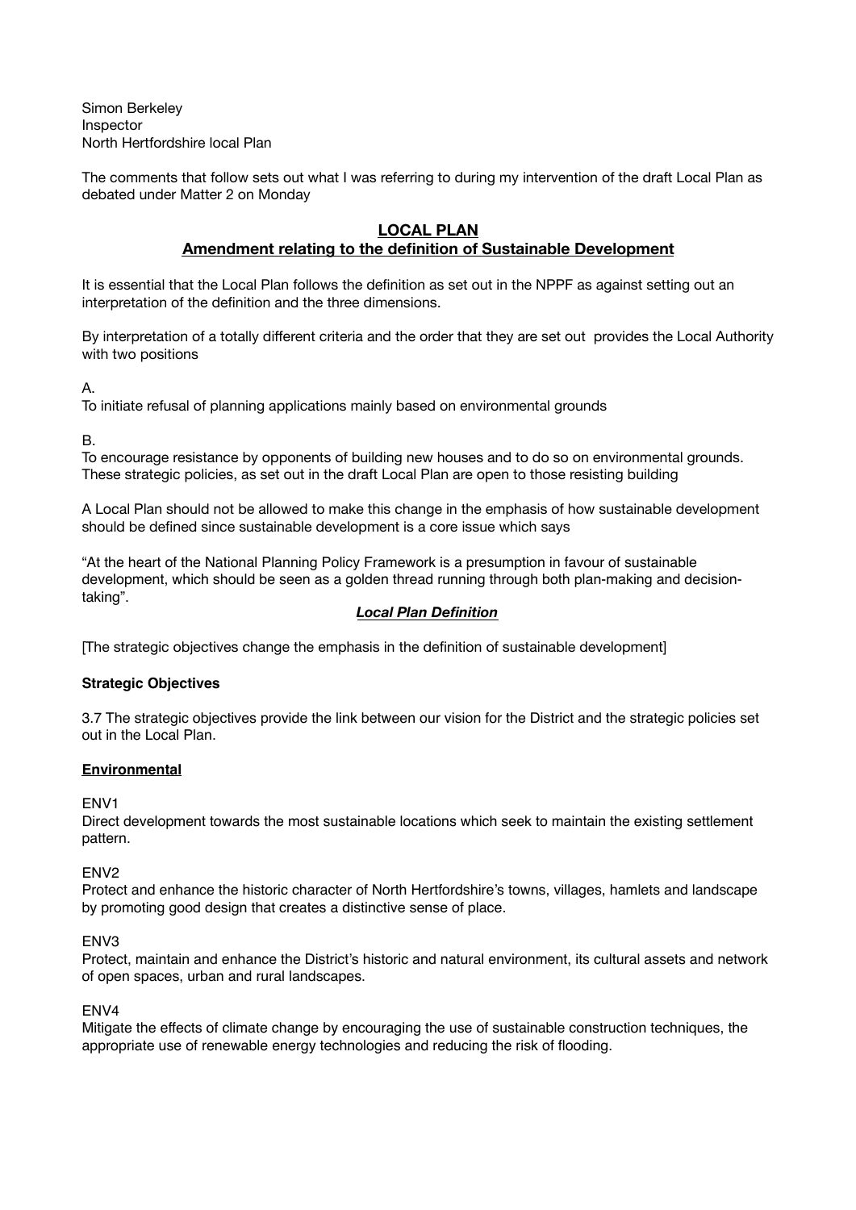Simon Berkeley
Inspector
North Hertfordshire local Plan

The comments that follow sets out what I was referring to during my intervention of the draft Local Plan as debated under Matter 2 on Monday

## LOCAL PLAN
## Amendment relating to the definition of Sustainable Development

It is essential that the Local Plan follows the definition as set out in the NPPF as against setting out an interpretation of the definition and the three dimensions.

By interpretation of a totally different criteria and the order that they are set out provides the Local Authority with two positions

A.
To initiate refusal of planning applications mainly based on environmental grounds

B.
To encourage resistance by opponents of building new houses and to do so on environmental grounds. These strategic policies, as set out in the draft Local Plan are open to those resisting building

A Local Plan should not be allowed to make this change in the emphasis of how sustainable development should be defined since sustainable development is a core issue which says

"At the heart of the National Planning Policy Framework is a presumption in favour of sustainable development, which should be seen as a golden thread running through both plan-making and decision-taking".

***Local Plan Definition***

[The strategic objectives change the emphasis in the definition of sustainable development]

**Strategic Objectives**

3.7 The strategic objectives provide the link between our vision for the District and the strategic policies set out in the Local Plan.

**Environmental**

ENV1
Direct development towards the most sustainable locations which seek to maintain the existing settlement pattern.

ENV2
Protect and enhance the historic character of North Hertfordshire's towns, villages, hamlets and landscape by promoting good design that creates a distinctive sense of place.

ENV3
Protect, maintain and enhance the District's historic and natural environment, its cultural assets and network of open spaces, urban and rural landscapes.

ENV4
Mitigate the effects of climate change by encouraging the use of sustainable construction techniques, the appropriate use of renewable energy technologies and reducing the risk of flooding.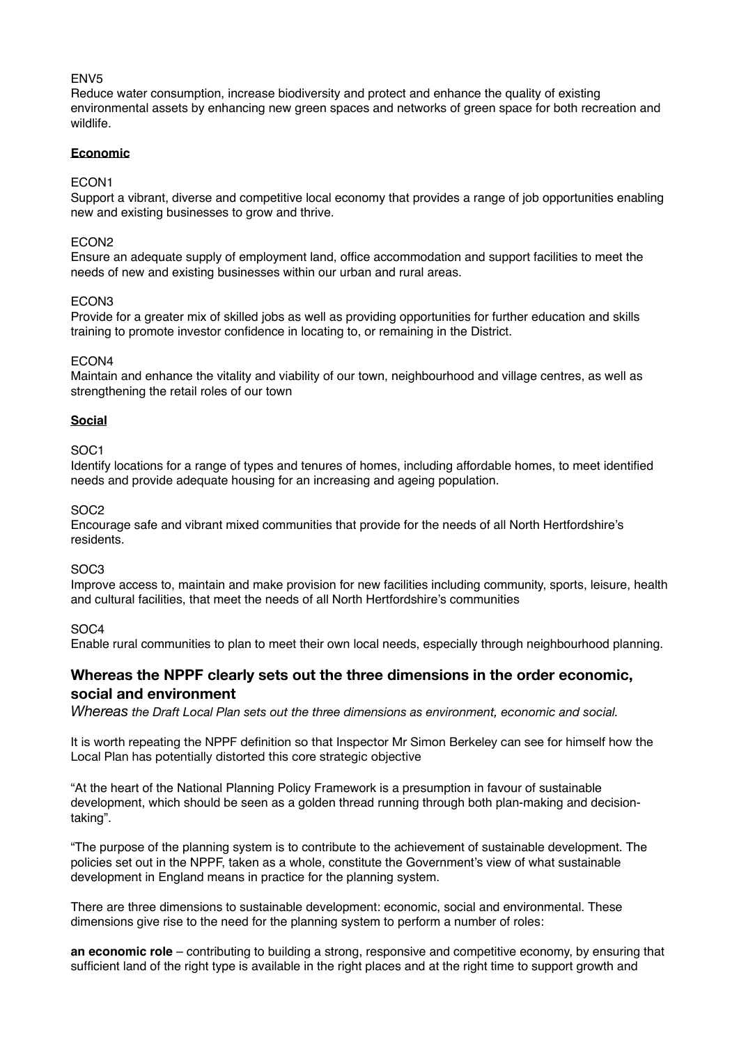ENV5
Reduce water consumption, increase biodiversity and protect and enhance the quality of existing environmental assets by enhancing new green spaces and networks of green space for both recreation and wildlife.

**Economic**

ECON1
Support a vibrant, diverse and competitive local economy that provides a range of job opportunities enabling new and existing businesses to grow and thrive.

ECON2
Ensure an adequate supply of employment land, office accommodation and support facilities to meet the needs of new and existing businesses within our urban and rural areas.

ECON3
Provide for a greater mix of skilled jobs as well as providing opportunities for further education and skills training to promote investor confidence in locating to, or remaining in the District.

ECON4
Maintain and enhance the vitality and viability of our town, neighbourhood and village centres, as well as strengthening the retail roles of our town

**Social**

SOC1
Identify locations for a range of types and tenures of homes, including affordable homes, to meet identified needs and provide adequate housing for an increasing and ageing population.

SOC2
Encourage safe and vibrant mixed communities that provide for the needs of all North Hertfordshire's residents.

SOC3
Improve access to, maintain and make provision for new facilities including community, sports, leisure, health and cultural facilities, that meet the needs of all North Hertfordshire's communities

SOC4
Enable rural communities to plan to meet their own local needs, especially through neighbourhood planning.

## Whereas the NPPF clearly sets out the three dimensions in the order economic, social and environment

*Whereas the Draft Local Plan sets out the three dimensions as environment, economic and social.*

It is worth repeating the NPPF definition so that Inspector Mr Simon Berkeley can see for himself how the Local Plan has potentially distorted this core strategic objective

"At the heart of the National Planning Policy Framework is a presumption in favour of sustainable development, which should be seen as a golden thread running through both plan-making and decision-taking".

"The purpose of the planning system is to contribute to the achievement of sustainable development. The policies set out in the NPPF, taken as a whole, constitute the Government's view of what sustainable development in England means in practice for the planning system.

There are three dimensions to sustainable development: economic, social and environmental. These dimensions give rise to the need for the planning system to perform a number of roles:

**an economic role** – contributing to building a strong, responsive and competitive economy, by ensuring that sufficient land of the right type is available in the right places and at the right time to support growth and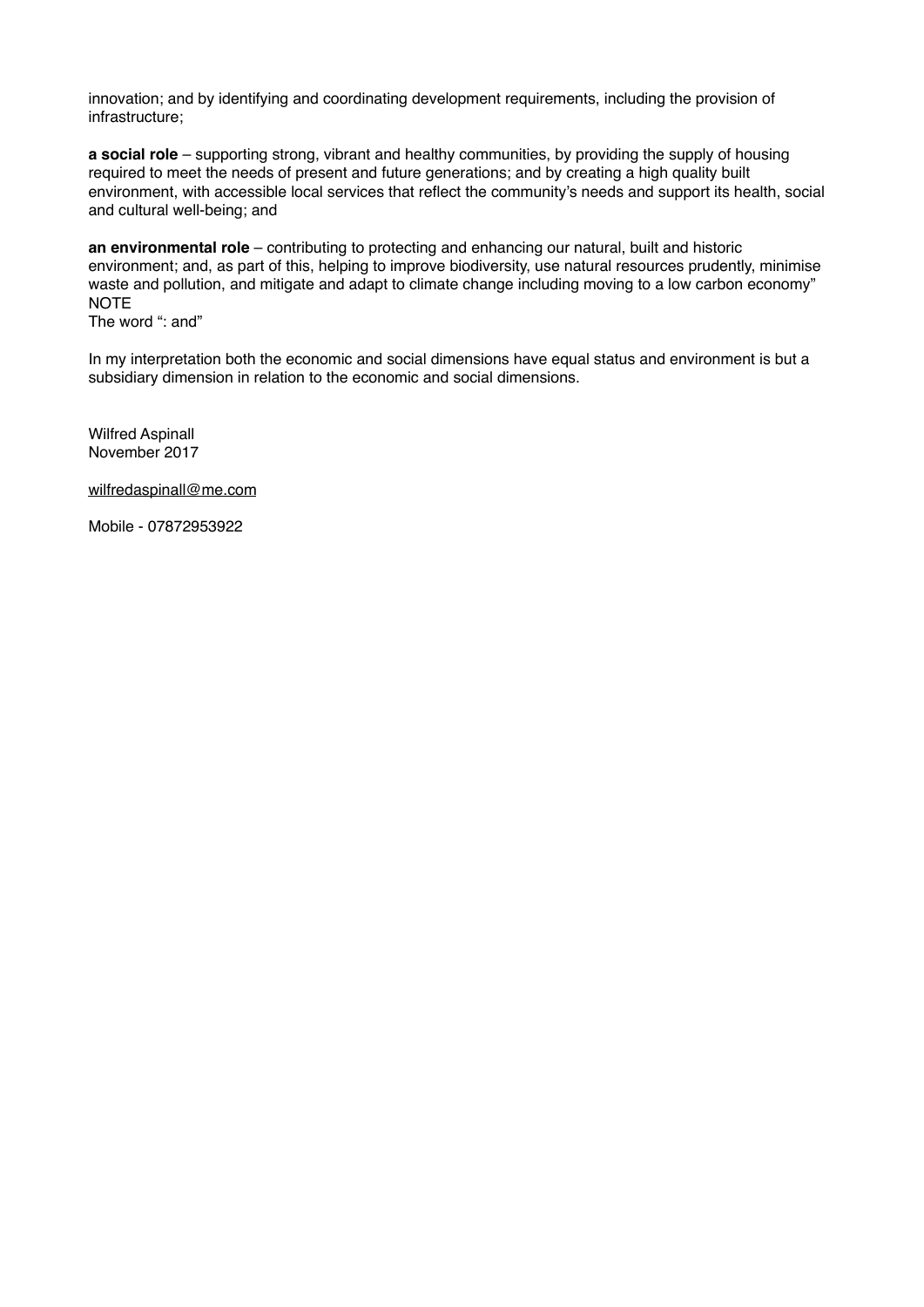innovation; and by identifying and coordinating development requirements, including the provision of infrastructure;

**a social role** – supporting strong, vibrant and healthy communities, by providing the supply of housing required to meet the needs of present and future generations; and by creating a high quality built environment, with accessible local services that reflect the community's needs and support its health, social and cultural well-being; and

**an environmental role** – contributing to protecting and enhancing our natural, built and historic environment; and, as part of this, helping to improve biodiversity, use natural resources prudently, minimise waste and pollution, and mitigate and adapt to climate change including moving to a low carbon economy"
NOTE
The word ": and"

In my interpretation both the economic and social dimensions have equal status and environment is but a subsidiary dimension in relation to the economic and social dimensions.

Wilfred Aspinall
November 2017

wilfredaspinall@me.com

Mobile - 07872953922